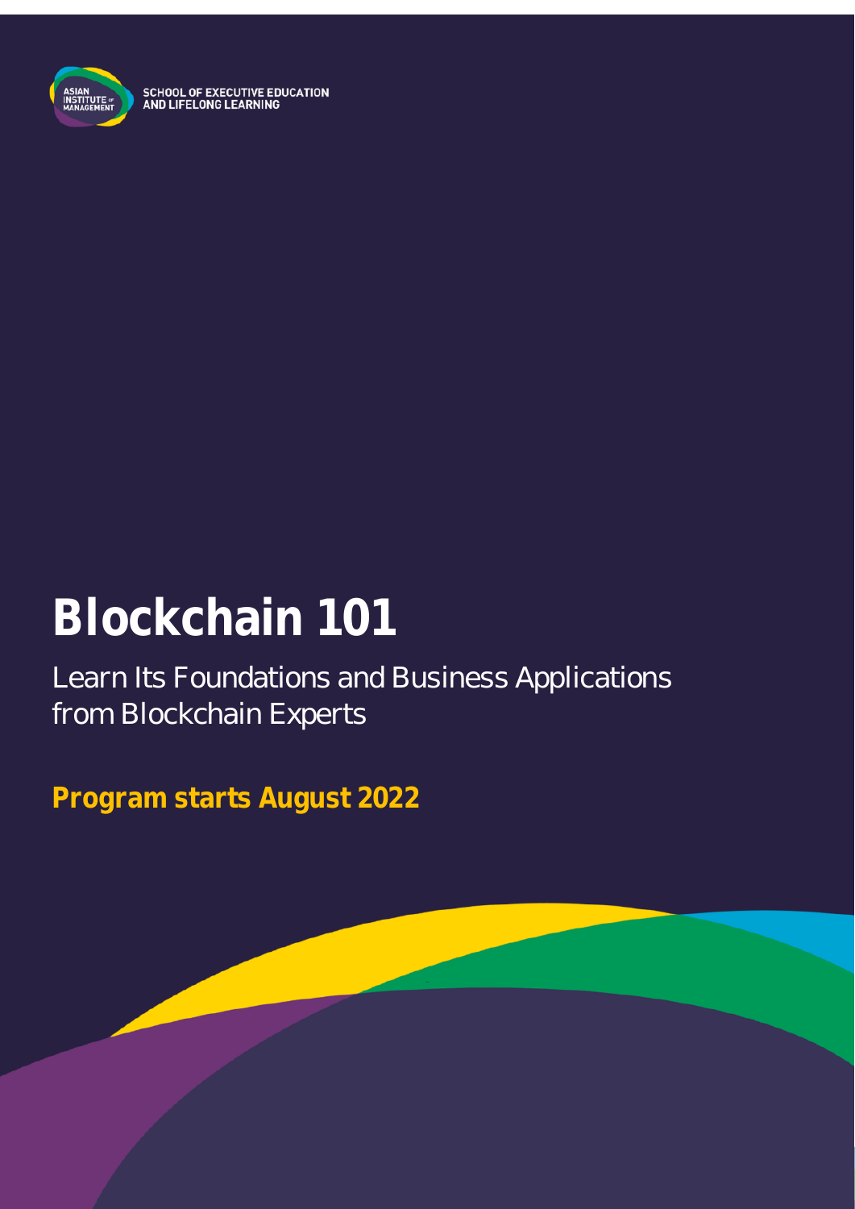SCHOOL OF EXECUTIVE EDUCATION
AND LIFELONG LEARNING

# Blockchain 101

Learn Its Foundations and Business Applications from Blockchain Experts

**Program starts August 2022**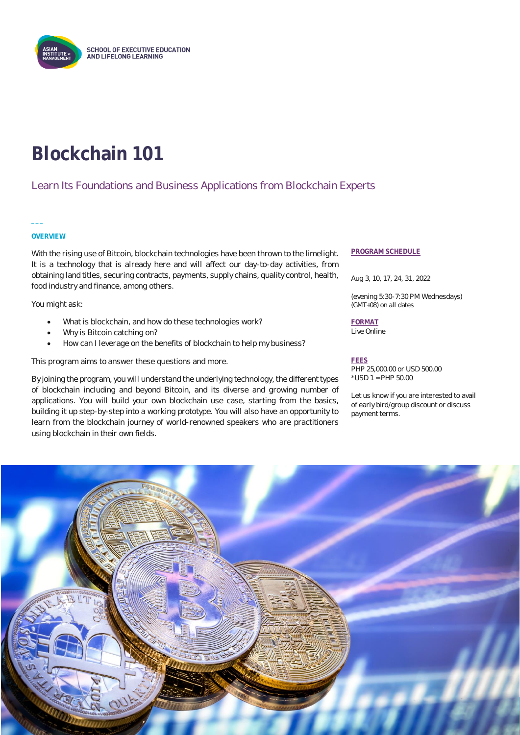SCHOOL OF EXECUTIVE EDUCATION AND LIFELONG LEARNING

# Blockchain 101

## Learn Its Foundations and Business Applications from Blockchain Experts

### OVERVIEW

With the rising use of Bitcoin, blockchain technologies have been thrown to the limelight. It is a technology that is already here and will affect our day-to-day activities, from obtaining land titles, securing contracts, payments, supply chains, quality control, health, food industry and finance, among others.

You might ask:

- What is blockchain, and how do these technologies work?
- Why is Bitcoin catching on?
- How can I leverage on the benefits of blockchain to help my business?

This program aims to answer these questions and more.

By joining the program, you will understand the underlying technology, the different types of blockchain including and beyond Bitcoin, and its diverse and growing number of applications. You will build your own blockchain use case, starting from the basics, building it up step-by-step into a working prototype. You will also have an opportunity to learn from the blockchain journey of world-renowned speakers who are practitioners using blockchain in their own fields.

**PROGRAM SCHEDULE**

Aug 3, 10, 17, 24, 31, 2022

(evening 5:30-7:30 PM Wednesdays)
(GMT+08) on all dates

**FORMAT**

Live Online

**FEES**

PHP 25,000.00 or USD 500.00
*USD 1 = PHP 50.00

Let us know if you are interested to avail of early bird/group discount or discuss payment terms.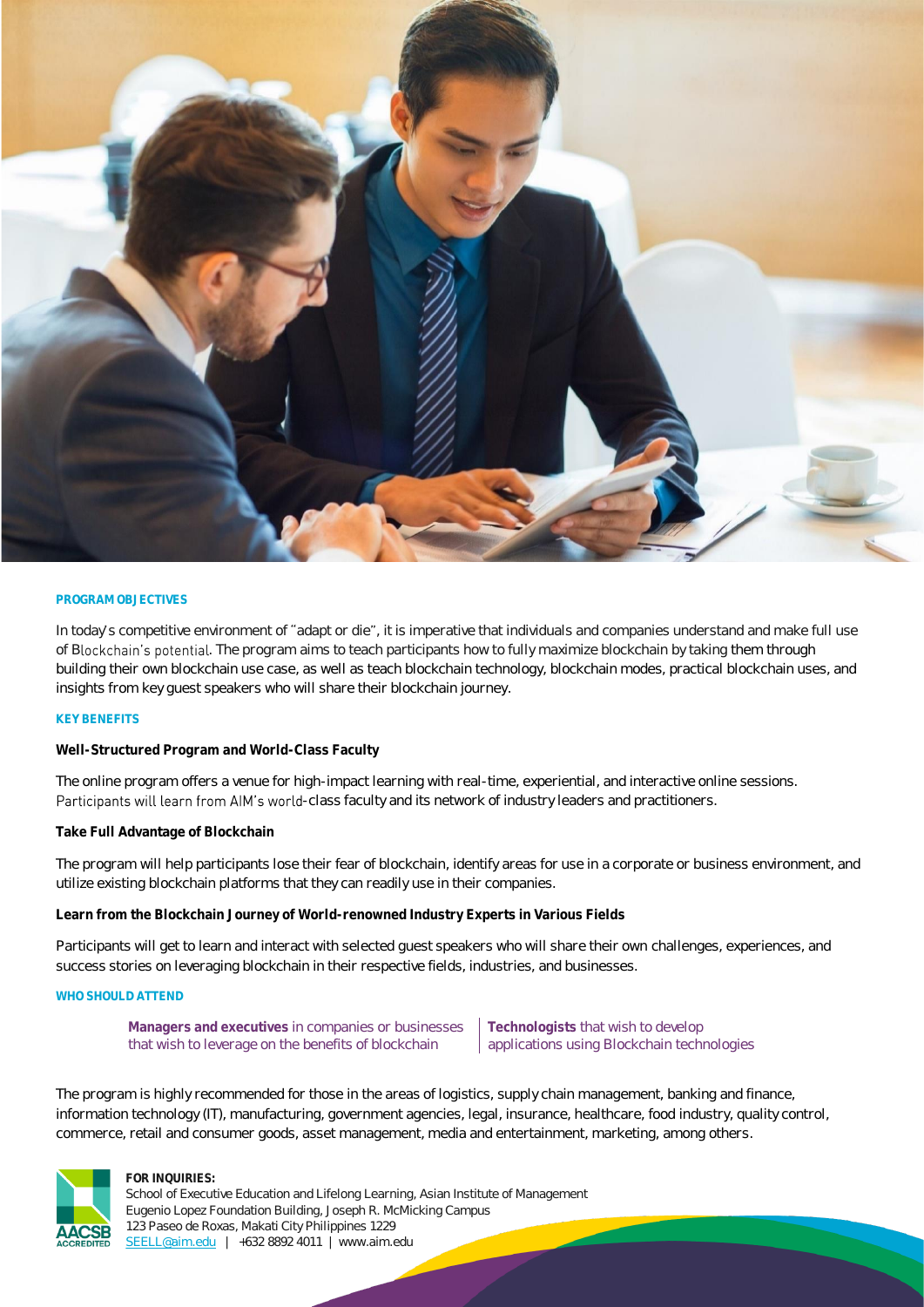## PROGRAM OBJECTIVES

In today's competitive environment of "adapt or die", it is imperative that individuals and companies understand and make full use of Blockchain's potential. The program aims to teach participants how to fully maximize blockchain by taking them through building their own blockchain use case, as well as teach blockchain technology, blockchain modes, practical blockchain uses, and insights from key guest speakers who will share their blockchain journey.

## KEY BENEFITS

**Well-Structured Program and World-Class Faculty**

The online program offers a venue for high-impact learning with real-time, experiential, and interactive online sessions. Participants will learn from AIM's world-class faculty and its network of industry leaders and practitioners.

**Take Full Advantage of Blockchain**

The program will help participants lose their fear of blockchain, identify areas for use in a corporate or business environment, and utilize existing blockchain platforms that they can readily use in their companies.

**Learn from the Blockchain Journey of World-renowned Industry Experts in Various Fields**

Participants will get to learn and interact with selected guest speakers who will share their own challenges, experiences, and success stories on leveraging blockchain in their respective fields, industries, and businesses.

## WHO SHOULD ATTEND

**Managers and executives** in companies or businesses that wish to leverage on the benefits of blockchain

**Technologists** that wish to develop applications using Blockchain technologies

The program is highly recommended for those in the areas of logistics, supply chain management, banking and finance, information technology (IT), manufacturing, government agencies, legal, insurance, healthcare, food industry, quality control, commerce, retail and consumer goods, asset management, media and entertainment, marketing, among others.

**FOR INQUIRIES:**
School of Executive Education and Lifelong Learning, Asian Institute of Management
Eugenio Lopez Foundation Building, Joseph R. McMicking Campus
123 Paseo de Roxas, Makati City Philippines 1229
SEELL@aim.edu | +632 8892 4011 | www.aim.edu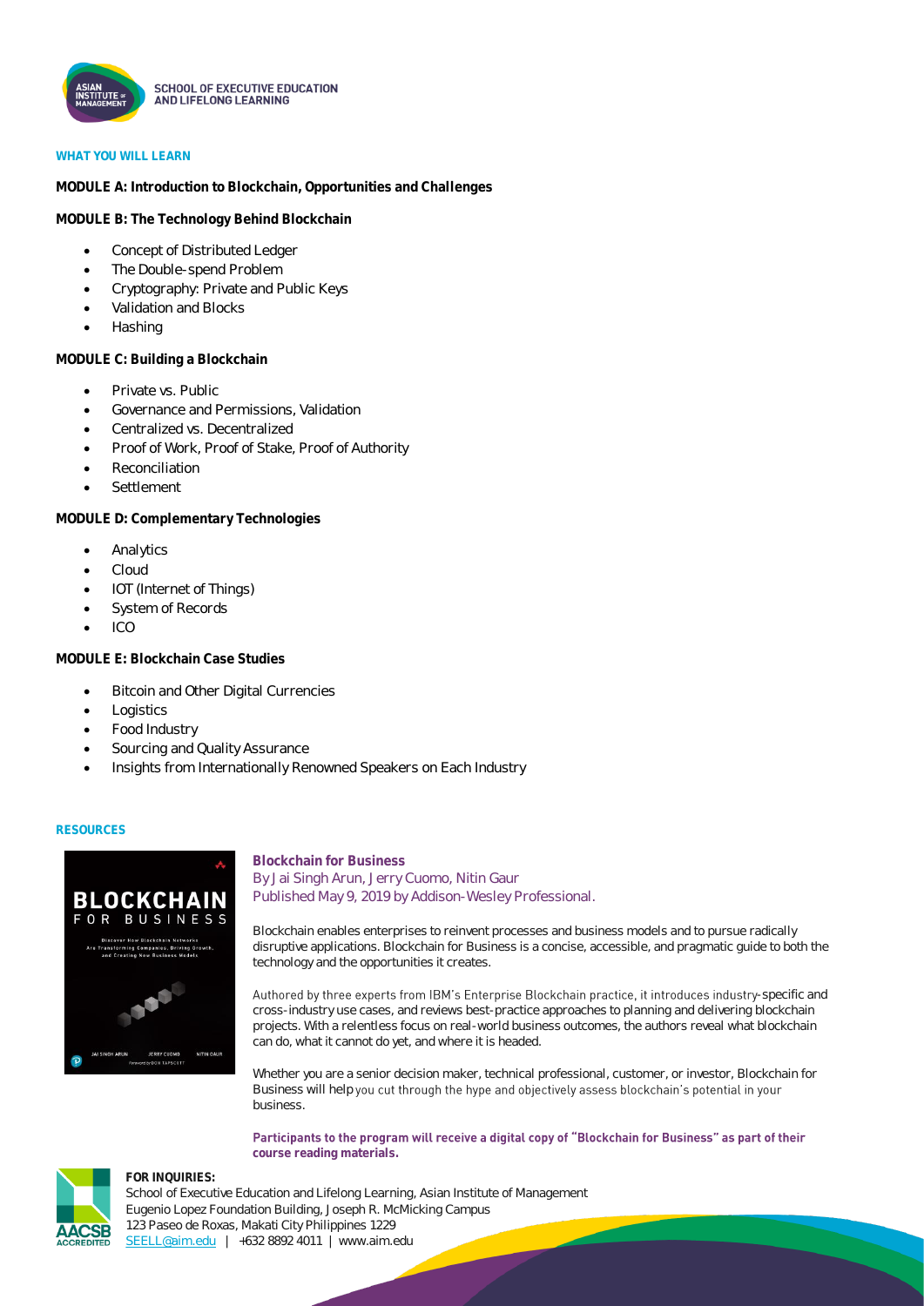SCHOOL OF EXECUTIVE EDUCATION AND LIFELONG LEARNING

## WHAT YOU WILL LEARN

### MODULE A: Introduction to Blockchain, Opportunities and Challenges

### MODULE B: The Technology Behind Blockchain

- Concept of Distributed Ledger
- The Double-spend Problem
- Cryptography: Private and Public Keys
- Validation and Blocks
- Hashing

### MODULE C: Building a Blockchain

- Private vs. Public
- Governance and Permissions, Validation
- Centralized vs. Decentralized
- Proof of Work, Proof of Stake, Proof of Authority
- Reconciliation
- Settlement

### MODULE D: Complementary Technologies

- Analytics
- Cloud
- IOT (Internet of Things)
- System of Records
- ICO

### MODULE E: Blockchain Case Studies

- Bitcoin and Other Digital Currencies
- Logistics
- Food Industry
- Sourcing and Quality Assurance
- Insights from Internationally Renowned Speakers on Each Industry

## RESOURCES

**Blockchain for Business**
By Jai Singh Arun, Jerry Cuomo, Nitin Gaur
Published May 9, 2019 by Addison-Wesley Professional.

Blockchain enables enterprises to reinvent processes and business models and to pursue radically disruptive applications. Blockchain for Business is a concise, accessible, and pragmatic guide to both the technology and the opportunities it creates.

Authored by three experts from IBM's Enterprise Blockchain practice, it introduces industry-specific and cross-industry use cases, and reviews best-practice approaches to planning and delivering blockchain projects. With a relentless focus on real-world business outcomes, the authors reveal what blockchain can do, what it cannot do yet, and where it is headed.

Whether you are a senior decision maker, technical professional, customer, or investor, Blockchain for Business will help you cut through the hype and objectively assess blockchain's potential in your business.

**Participants to the program will receive a digital copy of "Blockchain for Business" as part of their course reading materials.**

**FOR INQUIRIES:**
School of Executive Education and Lifelong Learning, Asian Institute of Management
Eugenio Lopez Foundation Building, Joseph R. McMicking Campus
123 Paseo de Roxas, Makati City Philippines 1229
SEELL@aim.edu | +632 8892 4011 | www.aim.edu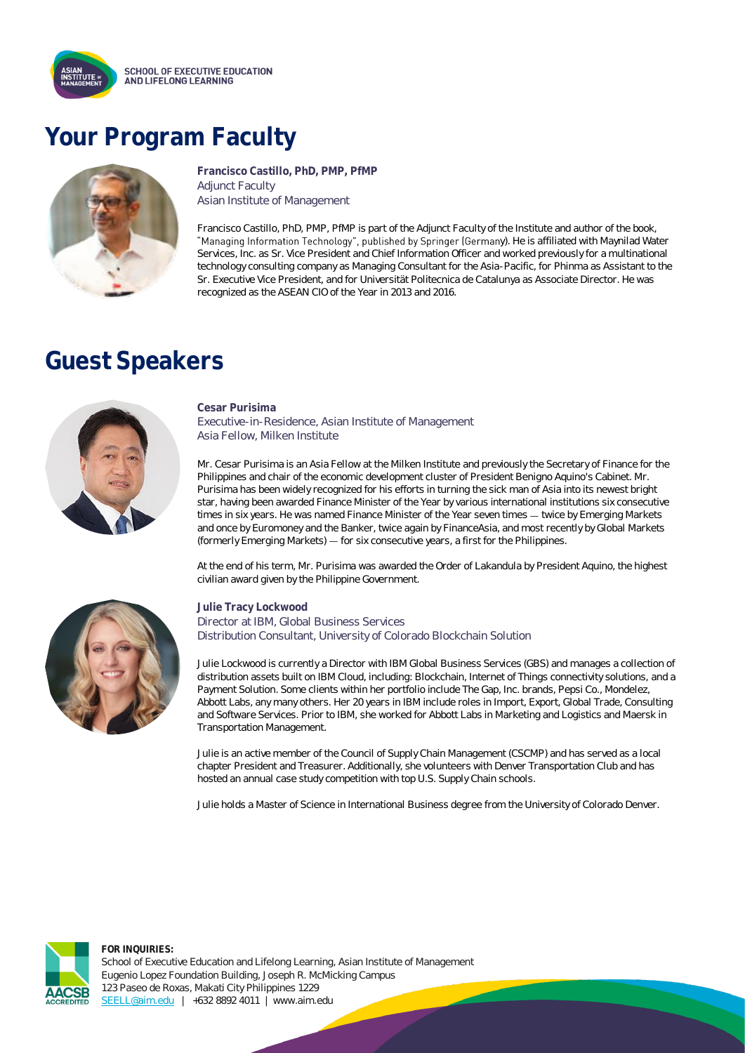# Your Program Faculty

**Francisco Castillo, PhD, PMP, PfMP**
Adjunct Faculty
Asian Institute of Management

Francisco Castillo, PhD, PMP, PfMP is part of the Adjunct Faculty of the Institute and author of the book, "Managing Information Technology", published by Springer (Germany). He is affiliated with Maynilad Water Services, Inc. as Sr. Vice President and Chief Information Officer and worked previously for a multinational technology consulting company as Managing Consultant for the Asia-Pacific, for Phinma as Assistant to the Sr. Executive Vice President, and for Universität Politecnica de Catalunya as Associate Director. He was recognized as the ASEAN CIO of the Year in 2013 and 2016.

# Guest Speakers

**Cesar Purisima**
Executive-in-Residence, Asian Institute of Management
Asia Fellow, Milken Institute

Mr. Cesar Purisima is an Asia Fellow at the Milken Institute and previously the Secretary of Finance for the Philippines and chair of the economic development cluster of President Benigno Aquino's Cabinet. Mr. Purisima has been widely recognized for his efforts in turning the sick man of Asia into its newest bright star, having been awarded Finance Minister of the Year by various international institutions six consecutive times in six years. He was named Finance Minister of the Year seven times — twice by Emerging Markets and once by Euromoney and the Banker, twice again by FinanceAsia, and most recently by Global Markets (formerly Emerging Markets) — for six consecutive years, a first for the Philippines.

At the end of his term, Mr. Purisima was awarded the Order of Lakandula by President Aquino, the highest civilian award given by the Philippine Government.

**Julie Tracy Lockwood**
Director at IBM, Global Business Services
Distribution Consultant, University of Colorado Blockchain Solution

Julie Lockwood is currently a Director with IBM Global Business Services (GBS) and manages a collection of distribution assets built on IBM Cloud, including: Blockchain, Internet of Things connectivity solutions, and a Payment Solution. Some clients within her portfolio include The Gap, Inc. brands, Pepsi Co., Mondelez, Abbott Labs, any many others. Her 20 years in IBM include roles in Import, Export, Global Trade, Consulting and Software Services. Prior to IBM, she worked for Abbott Labs in Marketing and Logistics and Maersk in Transportation Management.

Julie is an active member of the Council of Supply Chain Management (CSCMP) and has served as a local chapter President and Treasurer. Additionally, she volunteers with Denver Transportation Club and has hosted an annual case study competition with top U.S. Supply Chain schools.

Julie holds a Master of Science in International Business degree from the University of Colorado Denver.

**FOR INQUIRIES:**
School of Executive Education and Lifelong Learning, Asian Institute of Management
Eugenio Lopez Foundation Building, Joseph R. McMicking Campus
123 Paseo de Roxas, Makati City Philippines 1229
SEELL@aim.edu | +632 8892 4011 | www.aim.edu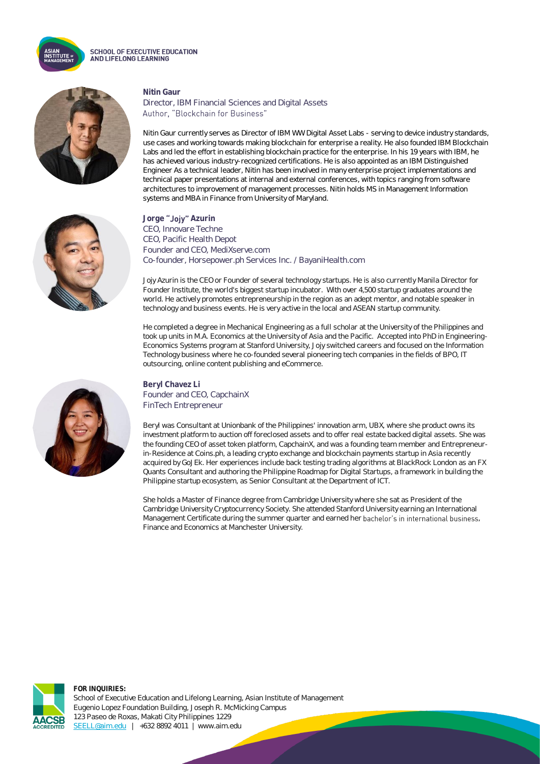**Nitin Gaur**
Director, IBM Financial Sciences and Digital Assets
Author, "Blockchain for Business"

Nitin Gaur currently serves as Director of IBM WW Digital Asset Labs - serving to device industry standards, use cases and working towards making blockchain for enterprise a reality. He also founded IBM Blockchain Labs and led the effort in establishing blockchain practice for the enterprise. In his 19 years with IBM, he has achieved various industry-recognized certifications. He is also appointed as an IBM Distinguished Engineer As a technical leader, Nitin has been involved in many enterprise project implementations and technical paper presentations at internal and external conferences, with topics ranging from software architectures to improvement of management processes. Nitin holds MS in Management Information systems and MBA in Finance from University of Maryland.

**Jorge "Jojy" Azurin**
CEO, Innovare Techne
CEO, Pacific Health Depot
Founder and CEO, MediXserve.com
Co-founder, Horsepower.ph Services Inc. / BayaniHealth.com

Jojy Azurin is the CEO or Founder of several technology startups. He is also currently Manila Director for Founder Institute, the world's biggest startup incubator. With over 4,500 startup graduates around the world. He actively promotes entrepreneurship in the region as an adept mentor, and notable speaker in technology and business events. He is very active in the local and ASEAN startup community.

He completed a degree in Mechanical Engineering as a full scholar at the University of the Philippines and took up units in M.A. Economics at the University of Asia and the Pacific. Accepted into PhD in Engineering-Economics Systems program at Stanford University, Jojy switched careers and focused on the Information Technology business where he co-founded several pioneering tech companies in the fields of BPO, IT outsourcing, online content publishing and eCommerce.

**Beryl Chavez Li**
Founder and CEO, CapchainX
FinTech Entrepreneur

Beryl was Consultant at Unionbank of the Philippines' innovation arm, UBX, where she product owns its investment platform to auction off foreclosed assets and to offer real estate backed digital assets. She was the founding CEO of asset token platform, CapchainX, and was a founding team member and Entrepreneur-in-Residence at Coins.ph, a leading crypto exchange and blockchain payments startup in Asia recently acquired by GoJEk. Her experiences include back testing trading algorithms at BlackRock London as an FX Quants Consultant and authoring the Philippine Roadmap for Digital Startups, a framework in building the Philippine startup ecosystem, as Senior Consultant at the Department of ICT.

She holds a Master of Finance degree from Cambridge University where she sat as President of the Cambridge University Cryptocurrency Society. She attended Stanford University earning an International Management Certificate during the summer quarter and earned her bachelor's in international business, Finance and Economics at Manchester University.

**FOR INQUIRIES:**
School of Executive Education and Lifelong Learning, Asian Institute of Management
Eugenio Lopez Foundation Building, Joseph R. McMicking Campus
123 Paseo de Roxas, Makati City Philippines 1229
SEELL@aim.edu | +632 8892 4011 | www.aim.edu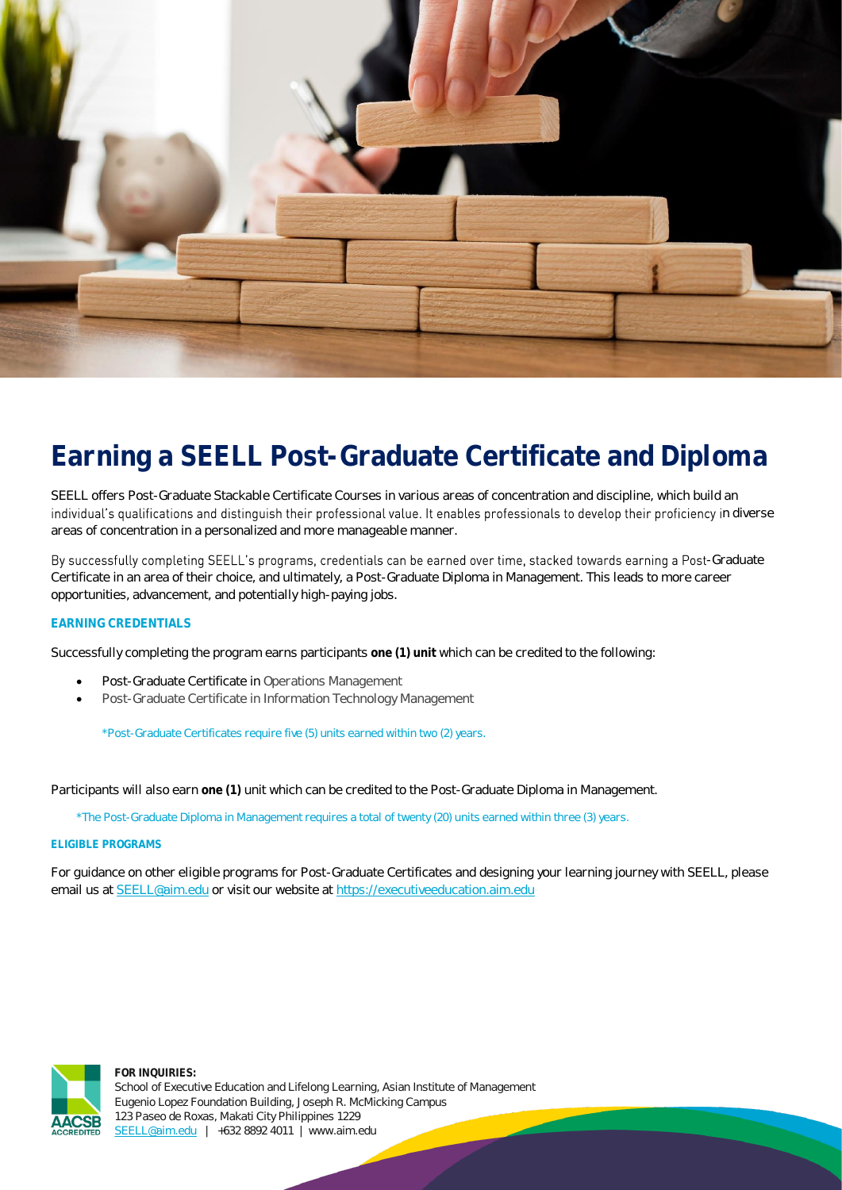# Earning a SEELL Post-Graduate Certificate and Diploma

SEELL offers Post-Graduate Stackable Certificate Courses in various areas of concentration and discipline, which build an individual's qualifications and distinguish their professional value. It enables professionals to develop their proficiency in diverse areas of concentration in a personalized and more manageable manner.

By successfully completing SEELL's programs, credentials can be earned over time, stacked towards earning a Post-Graduate Certificate in an area of their choice, and ultimately, a Post-Graduate Diploma in Management. This leads to more career opportunities, advancement, and potentially high-paying jobs.

### EARNING CREDENTIALS

Successfully completing the program earns participants **one (1) unit** which can be credited to the following:

- Post-Graduate Certificate in Operations Management
- Post-Graduate Certificate in Information Technology Management

*Post-Graduate Certificates require five (5) units earned within two (2) years.

Participants will also earn **one (1)** unit which can be credited to the Post-Graduate Diploma in Management.

*The Post-Graduate Diploma in Management requires a total of twenty (20) units earned within three (3) years.

### ELIGIBLE PROGRAMS

For guidance on other eligible programs for Post-Graduate Certificates and designing your learning journey with SEELL, please email us at SEELL@aim.edu or visit our website at https://executiveeducation.aim.edu

**FOR INQUIRIES:**
School of Executive Education and Lifelong Learning, Asian Institute of Management
Eugenio Lopez Foundation Building, Joseph R. McMicking Campus
123 Paseo de Roxas, Makati City Philippines 1229
SEELL@aim.edu | +632 8892 4011 | www.aim.edu